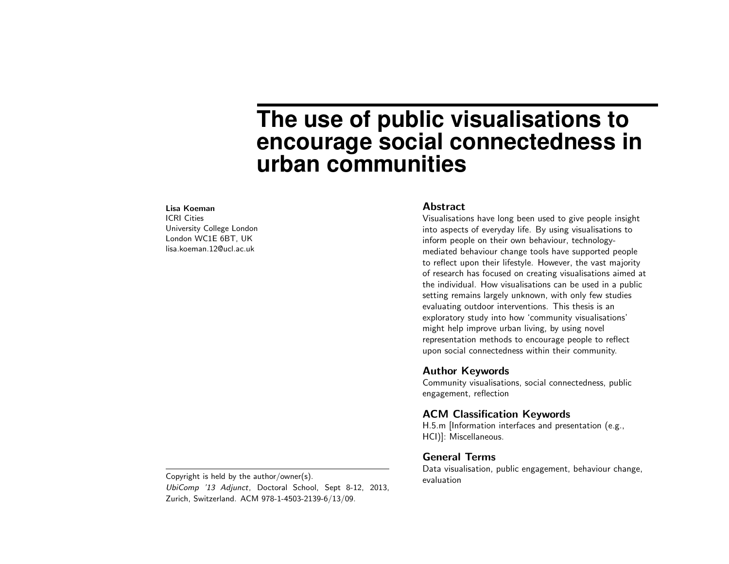# The use of public visualisations to encourage social connectedness in urban communities

**Lisa Koeman**
ICRI Cities
University College London
London WC1E 6BT, UK
lisa.koeman.12@ucl.ac.uk

## Abstract

Visualisations have long been used to give people insight into aspects of everyday life. By using visualisations to inform people on their own behaviour, technology-mediated behaviour change tools have supported people to reflect upon their lifestyle. However, the vast majority of research has focused on creating visualisations aimed at the individual. How visualisations can be used in a public setting remains largely unknown, with only few studies evaluating outdoor interventions. This thesis is an exploratory study into how 'community visualisations' might help improve urban living, by using novel representation methods to encourage people to reflect upon social connectedness within their community.

## Author Keywords

Community visualisations, social connectedness, public engagement, reflection

## ACM Classification Keywords

H.5.m [Information interfaces and presentation (e.g., HCI)]: Miscellaneous.

## General Terms

Data visualisation, public engagement, behaviour change, evaluation

Copyright is held by the author/owner(s).
*UbiComp '13 Adjunct*, Doctoral School, Sept 8-12, 2013, Zurich, Switzerland. ACM 978-1-4503-2139-6/13/09.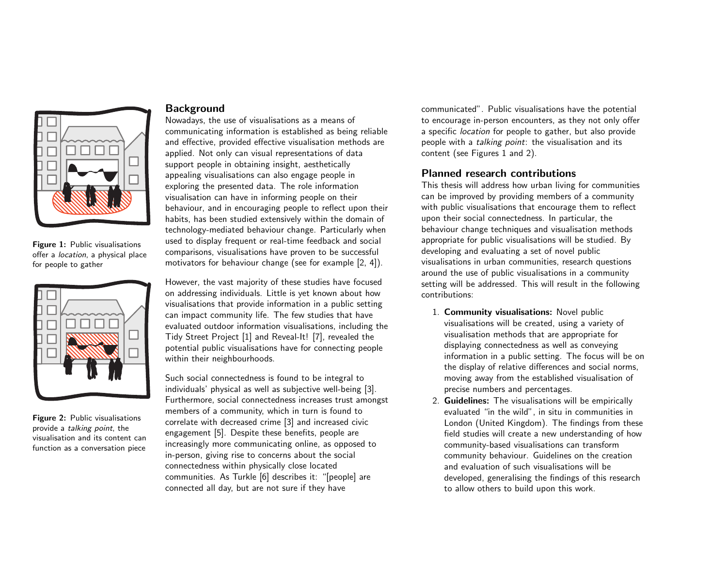Figure 1: Public visualisations offer a *location*, a physical place for people to gather

Figure 2: Public visualisations provide a *talking point*, the visualisation and its content can function as a conversation piece

## Background

Nowadays, the use of visualisations as a means of communicating information is established as being reliable and effective, provided effective visualisation methods are applied. Not only can visual representations of data support people in obtaining insight, aesthetically appealing visualisations can also engage people in exploring the presented data. The role information visualisation can have in informing people on their behaviour, and in encouraging people to reflect upon their habits, has been studied extensively within the domain of technology-mediated behaviour change. Particularly when used to display frequent or real-time feedback and social comparisons, visualisations have proven to be successful motivators for behaviour change (see for example [2, 4]).

However, the vast majority of these studies have focused on addressing individuals. Little is yet known about how visualisations that provide information in a public setting can impact community life. The few studies that have evaluated outdoor information visualisations, including the Tidy Street Project [1] and Reveal-It! [7], revealed the potential public visualisations have for connecting people within their neighbourhoods.

Such social connectedness is found to be integral to individuals' physical as well as subjective well-being [3]. Furthermore, social connectedness increases trust amongst members of a community, which in turn is found to correlate with decreased crime [3] and increased civic engagement [5]. Despite these benefits, people are increasingly more communicating online, as opposed to in-person, giving rise to concerns about the social connectedness within physically close located communities. As Turkle [6] describes it: "[people] are connected all day, but are not sure if they have communicated". Public visualisations have the potential to encourage in-person encounters, as they not only offer a specific *location* for people to gather, but also provide people with a *talking point*: the visualisation and its content (see Figures 1 and 2).

## Planned research contributions

This thesis will address how urban living for communities can be improved by providing members of a community with public visualisations that encourage them to reflect upon their social connectedness. In particular, the behaviour change techniques and visualisation methods appropriate for public visualisations will be studied. By developing and evaluating a set of novel public visualisations in urban communities, research questions around the use of public visualisations in a community setting will be addressed. This will result in the following contributions:

1. **Community visualisations:** Novel public visualisations will be created, using a variety of visualisation methods that are appropriate for displaying connectedness as well as conveying information in a public setting. The focus will be on the display of relative differences and social norms, moving away from the established visualisation of precise numbers and percentages.
2. **Guidelines:** The visualisations will be empirically evaluated "in the wild", in situ in communities in London (United Kingdom). The findings from these field studies will create a new understanding of how community-based visualisations can transform community behaviour. Guidelines on the creation and evaluation of such visualisations will be developed, generalising the findings of this research to allow others to build upon this work.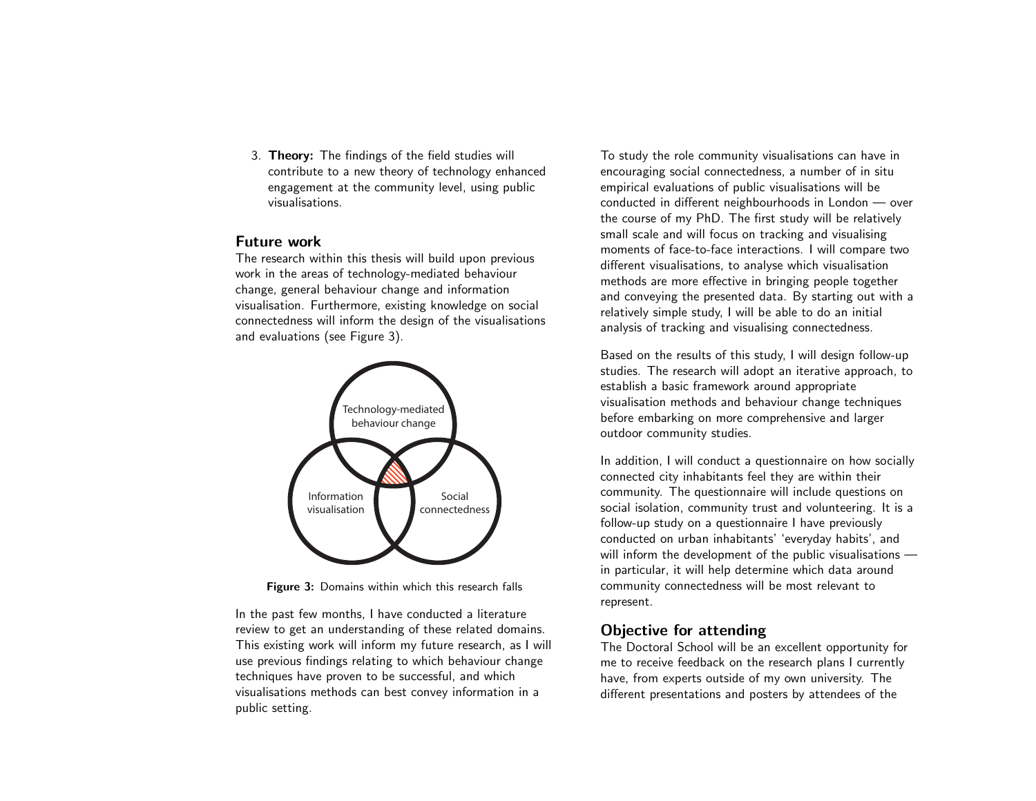3. **Theory:** The findings of the field studies will contribute to a new theory of technology enhanced engagement at the community level, using public visualisations.

## Future work

The research within this thesis will build upon previous work in the areas of technology-mediated behaviour change, general behaviour change and information visualisation. Furthermore, existing knowledge on social connectedness will inform the design of the visualisations and evaluations (see Figure 3).

**Figure 3:** Domains within which this research falls

In the past few months, I have conducted a literature review to get an understanding of these related domains. This existing work will inform my future research, as I will use previous findings relating to which behaviour change techniques have proven to be successful, and which visualisations methods can best convey information in a public setting.

To study the role community visualisations can have in encouraging social connectedness, a number of in situ empirical evaluations of public visualisations will be conducted in different neighbourhoods in London — over the course of my PhD. The first study will be relatively small scale and will focus on tracking and visualising moments of face-to-face interactions. I will compare two different visualisations, to analyse which visualisation methods are more effective in bringing people together and conveying the presented data. By starting out with a relatively simple study, I will be able to do an initial analysis of tracking and visualising connectedness.

Based on the results of this study, I will design follow-up studies. The research will adopt an iterative approach, to establish a basic framework around appropriate visualisation methods and behaviour change techniques before embarking on more comprehensive and larger outdoor community studies.

In addition, I will conduct a questionnaire on how socially connected city inhabitants feel they are within their community. The questionnaire will include questions on social isolation, community trust and volunteering. It is a follow-up study on a questionnaire I have previously conducted on urban inhabitants' 'everyday habits', and will inform the development of the public visualisations — in particular, it will help determine which data around community connectedness will be most relevant to represent.

## Objective for attending

The Doctoral School will be an excellent opportunity for me to receive feedback on the research plans I currently have, from experts outside of my own university. The different presentations and posters by attendees of the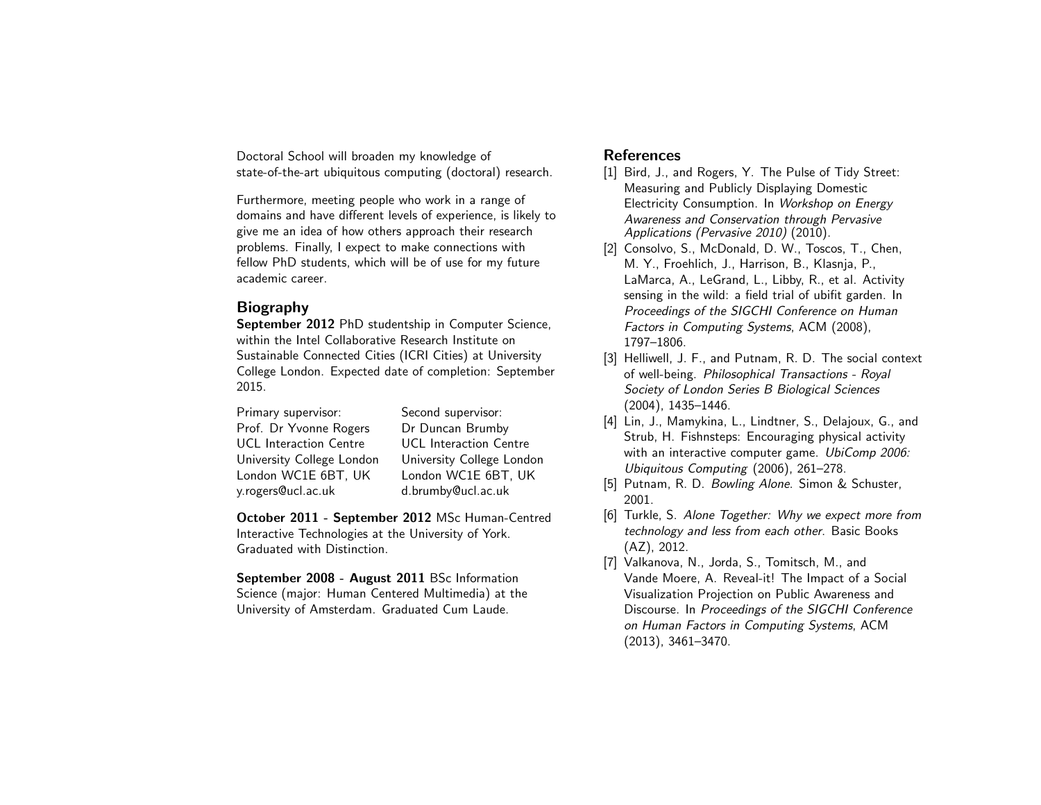Doctoral School will broaden my knowledge of state-of-the-art ubiquitous computing (doctoral) research.

Furthermore, meeting people who work in a range of domains and have different levels of experience, is likely to give me an idea of how others approach their research problems. Finally, I expect to make connections with fellow PhD students, which will be of use for my future academic career.

## Biography

**September 2012** PhD studentship in Computer Science, within the Intel Collaborative Research Institute on Sustainable Connected Cities (ICRI Cities) at University College London. Expected date of completion: September 2015.

| | |
|---|---|
| Primary supervisor: | Second supervisor: |
| Prof. Dr Yvonne Rogers | Dr Duncan Brumby |
| UCL Interaction Centre | UCL Interaction Centre |
| University College London | University College London |
| London WC1E 6BT, UK | London WC1E 6BT, UK |
| y.rogers@ucl.ac.uk | d.brumby@ucl.ac.uk |

**October 2011** - **September 2012** MSc Human-Centred Interactive Technologies at the University of York. Graduated with Distinction.

**September 2008** - **August 2011** BSc Information Science (major: Human Centered Multimedia) at the University of Amsterdam. Graduated Cum Laude.

## References

[1] Bird, J., and Rogers, Y. The Pulse of Tidy Street: Measuring and Publicly Displaying Domestic Electricity Consumption. In *Workshop on Energy Awareness and Conservation through Pervasive Applications (Pervasive 2010)* (2010).

[2] Consolvo, S., McDonald, D. W., Toscos, T., Chen, M. Y., Froehlich, J., Harrison, B., Klasnja, P., LaMarca, A., LeGrand, L., Libby, R., et al. Activity sensing in the wild: a field trial of ubifit garden. In *Proceedings of the SIGCHI Conference on Human Factors in Computing Systems*, ACM (2008), 1797–1806.

[3] Helliwell, J. F., and Putnam, R. D. The social context of well-being. *Philosophical Transactions - Royal Society of London Series B Biological Sciences* (2004), 1435–1446.

[4] Lin, J., Mamykina, L., Lindtner, S., Delajoux, G., and Strub, H. Fishnsteps: Encouraging physical activity with an interactive computer game. *UbiComp 2006: Ubiquitous Computing* (2006), 261–278.

[5] Putnam, R. D. *Bowling Alone*. Simon & Schuster, 2001.

[6] Turkle, S. *Alone Together: Why we expect more from technology and less from each other*. Basic Books (AZ), 2012.

[7] Valkanova, N., Jorda, S., Tomitsch, M., and Vande Moere, A. Reveal-it! The Impact of a Social Visualization Projection on Public Awareness and Discourse. In *Proceedings of the SIGCHI Conference on Human Factors in Computing Systems*, ACM (2013), 3461–3470.